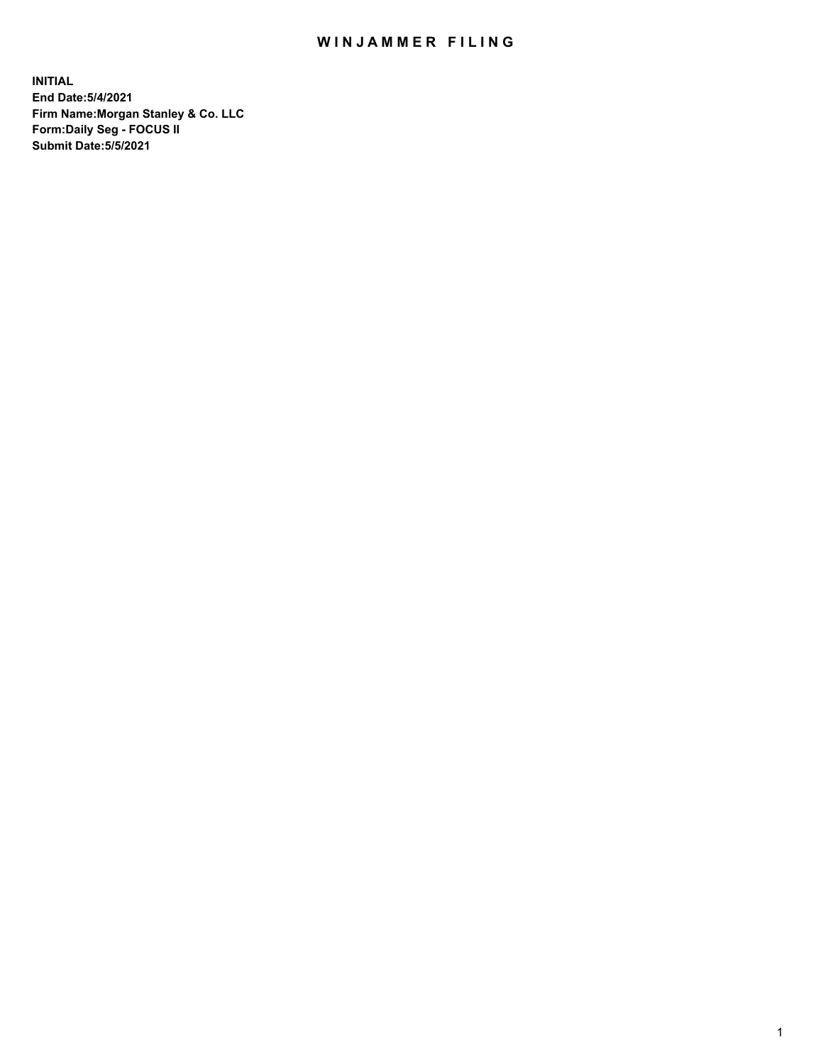# WINJAMMER FILING

**INITIAL**
**End Date:5/4/2021**
**Firm Name:Morgan Stanley & Co. LLC**
**Form:Daily Seg - FOCUS II**
**Submit Date:5/5/2021**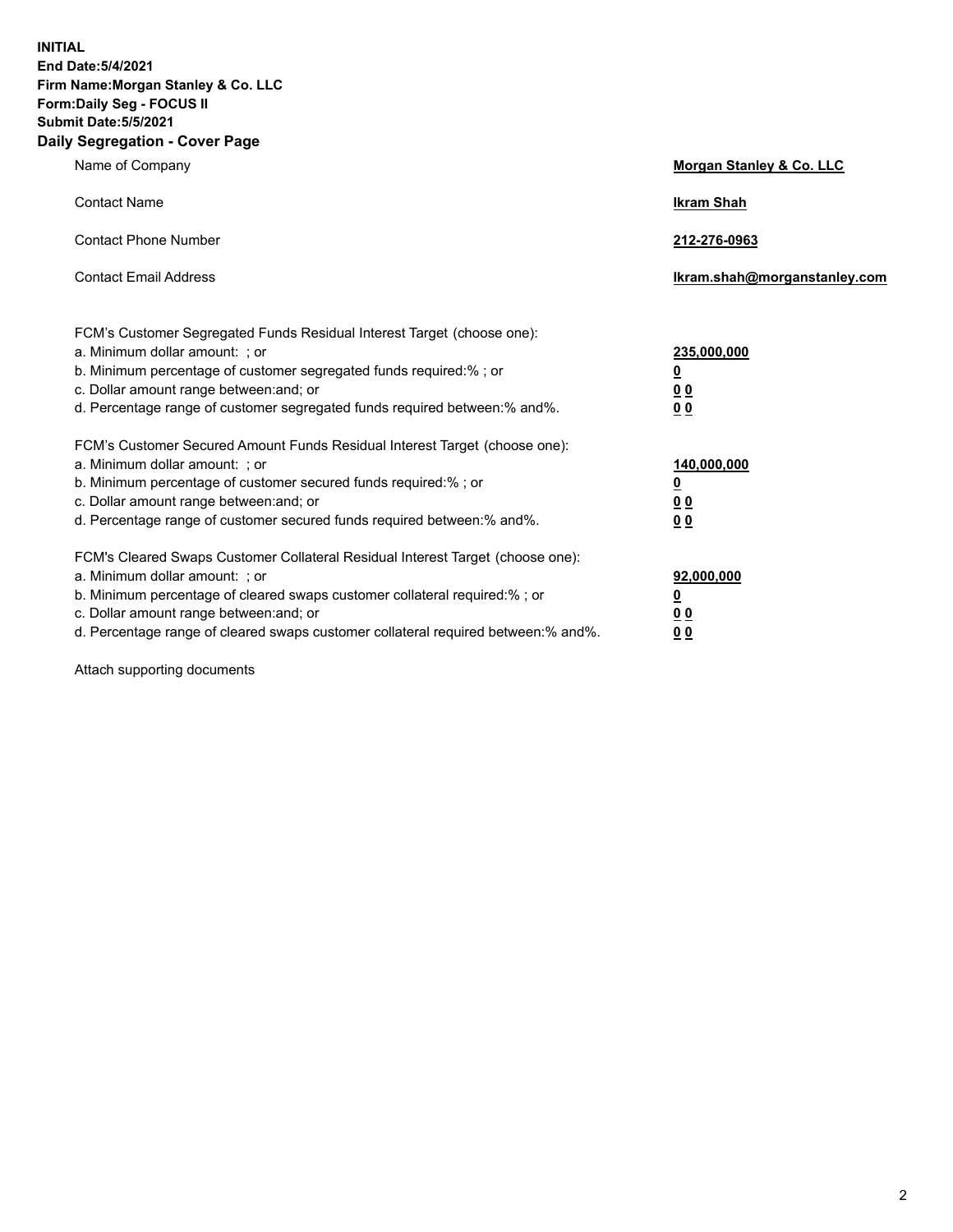**INITIAL**
**End Date:5/4/2021**
**Firm Name:Morgan Stanley & Co. LLC**
**Form:Daily Seg - FOCUS II**
**Submit Date:5/5/2021**

## Daily Segregation - Cover Page

| | |
|---|---|
| Name of Company | **Morgan Stanley & Co. LLC** |
| Contact Name | **Ikram Shah** |
| Contact Phone Number | **212-276-0963** |
| Contact Email Address | **Ikram.shah@morganstanley.com** |

| | |
|---|---|
| FCM's Customer Segregated Funds Residual Interest Target (choose one): | |
| a. Minimum dollar amount: ; or | **235,000,000** |
| b. Minimum percentage of customer segregated funds required:% ; or | **0** |
| c. Dollar amount range between:and; or | **0 0** |
| d. Percentage range of customer segregated funds required between:% and%. | **0 0** |
| FCM's Customer Secured Amount Funds Residual Interest Target (choose one): | |
| a. Minimum dollar amount: ; or | **140,000,000** |
| b. Minimum percentage of customer secured funds required:% ; or | **0** |
| c. Dollar amount range between:and; or | **0 0** |
| d. Percentage range of customer secured funds required between:% and%. | **0 0** |
| FCM's Cleared Swaps Customer Collateral Residual Interest Target (choose one): | |
| a. Minimum dollar amount: ; or | **92,000,000** |
| b. Minimum percentage of cleared swaps customer collateral required:% ; or | **0** |
| c. Dollar amount range between:and; or | **0 0** |
| d. Percentage range of cleared swaps customer collateral required between:% and%. | **0 0** |

Attach supporting documents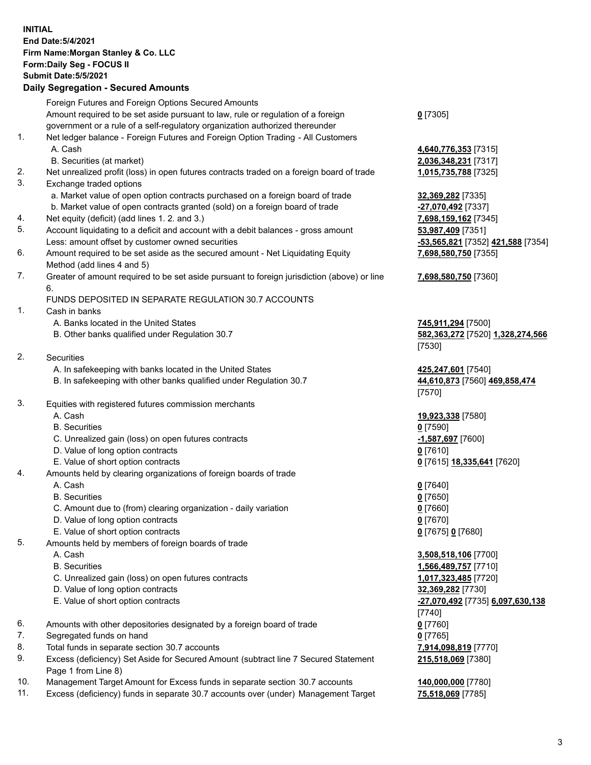**INITIAL**
**End Date:5/4/2021**
**Firm Name:Morgan Stanley & Co. LLC**
**Form:Daily Seg - FOCUS II**
**Submit Date:5/5/2021**

## Daily Segregation - Secured Amounts

| | | |
|---|---|---|
| | Foreign Futures and Foreign Options Secured Amounts | |
| | Amount required to be set aside pursuant to law, rule or regulation of a foreign government or a rule of a self-regulatory organization authorized thereunder | **0** [7305] |
| 1. | Net ledger balance - Foreign Futures and Foreign Option Trading - All Customers | |
| | A. Cash | **4,640,776,353** [7315] |
| | B. Securities (at market) | **2,036,348,231** [7317] |
| 2. | Net unrealized profit (loss) in open futures contracts traded on a foreign board of trade | **1,015,735,788** [7325] |
| 3. | Exchange traded options | |
| | a. Market value of open option contracts purchased on a foreign board of trade | **32,369,282** [7335] |
| | b. Market value of open contracts granted (sold) on a foreign board of trade | **-27,070,492** [7337] |
| 4. | Net equity (deficit) (add lines 1. 2. and 3.) | **7,698,159,162** [7345] |
| 5. | Account liquidating to a deficit and account with a debit balances - gross amount | **53,987,409** [7351] |
| | Less: amount offset by customer owned securities | **-53,565,821** [7352] **421,588** [7354] |
| 6. | Amount required to be set aside as the secured amount - Net Liquidating Equity Method (add lines 4 and 5) | **7,698,580,750** [7355] |
| 7. | Greater of amount required to be set aside pursuant to foreign jurisdiction (above) or line 6. | **7,698,580,750** [7360] |
| | FUNDS DEPOSITED IN SEPARATE REGULATION 30.7 ACCOUNTS | |
| 1. | Cash in banks | |
| | A. Banks located in the United States | **745,911,294** [7500] |
| | B. Other banks qualified under Regulation 30.7 | **582,363,272** [7520] **1,328,274,566** [7530] |
| 2. | Securities | |
| | A. In safekeeping with banks located in the United States | **425,247,601** [7540] |
| | B. In safekeeping with other banks qualified under Regulation 30.7 | **44,610,873** [7560] **469,858,474** [7570] |
| 3. | Equities with registered futures commission merchants | |
| | A. Cash | **19,923,338** [7580] |
| | B. Securities | **0** [7590] |
| | C. Unrealized gain (loss) on open futures contracts | **-1,587,697** [7600] |
| | D. Value of long option contracts | **0** [7610] |
| | E. Value of short option contracts | **0** [7615] **18,335,641** [7620] |
| 4. | Amounts held by clearing organizations of foreign boards of trade | |
| | A. Cash | **0** [7640] |
| | B. Securities | **0** [7650] |
| | C. Amount due to (from) clearing organization - daily variation | **0** [7660] |
| | D. Value of long option contracts | **0** [7670] |
| | E. Value of short option contracts | **0** [7675] **0** [7680] |
| 5. | Amounts held by members of foreign boards of trade | |
| | A. Cash | **3,508,518,106** [7700] |
| | B. Securities | **1,566,489,757** [7710] |
| | C. Unrealized gain (loss) on open futures contracts | **1,017,323,485** [7720] |
| | D. Value of long option contracts | **32,369,282** [7730] |
| | E. Value of short option contracts | **-27,070,492** [7735] **6,097,630,138** [7740] |
| 6. | Amounts with other depositories designated by a foreign board of trade | **0** [7760] |
| 7. | Segregated funds on hand | **0** [7765] |
| 8. | Total funds in separate section 30.7 accounts | **7,914,098,819** [7770] |
| 9. | Excess (deficiency) Set Aside for Secured Amount (subtract line 7 Secured Statement Page 1 from Line 8) | **215,518,069** [7380] |
| 10. | Management Target Amount for Excess funds in separate section 30.7 accounts | **140,000,000** [7780] |
| 11. | Excess (deficiency) funds in separate 30.7 accounts over (under) Management Target | **75,518,069** [7785] |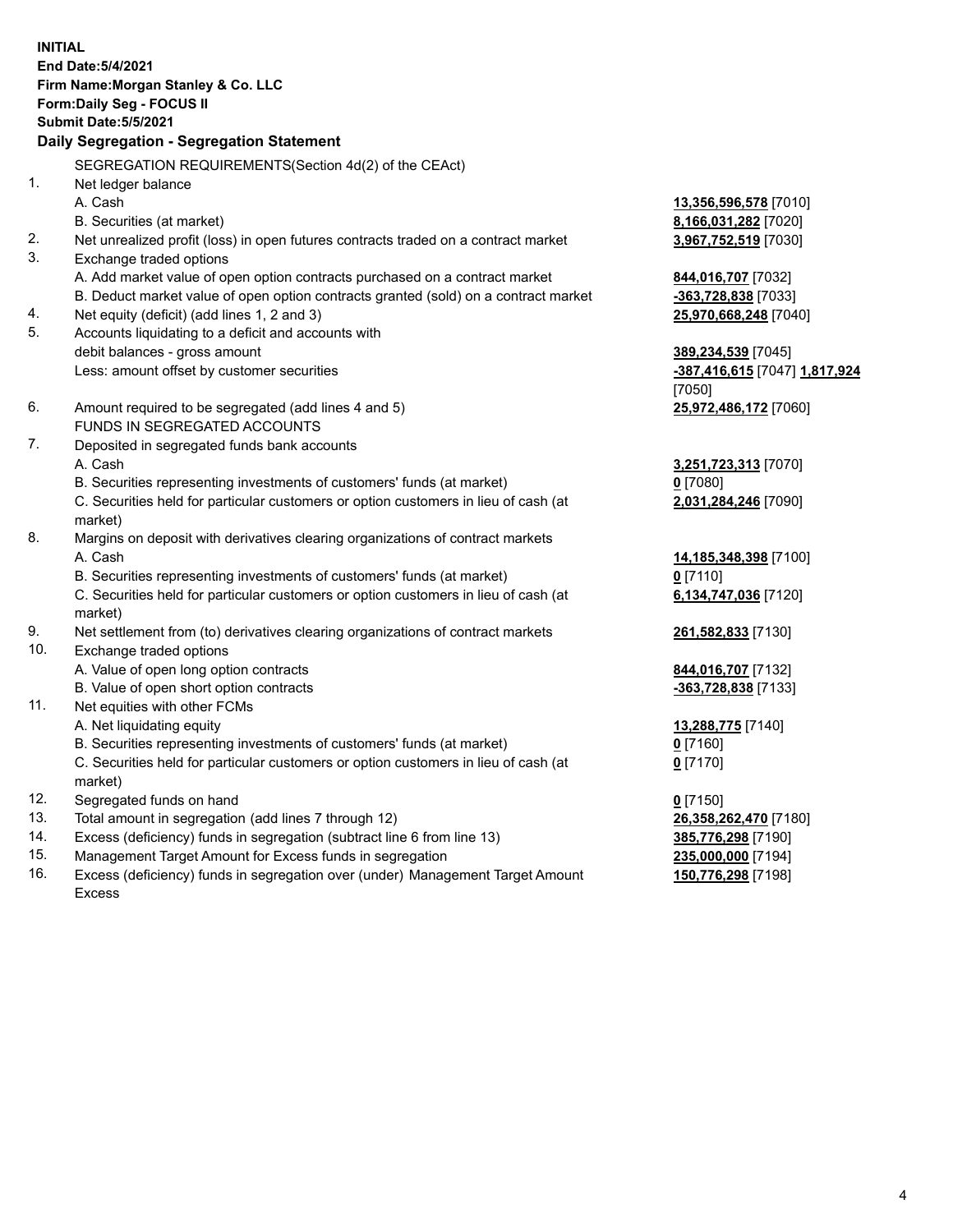**INITIAL**
**End Date:5/4/2021**
**Firm Name:Morgan Stanley & Co. LLC**
**Form:Daily Seg - FOCUS II**
**Submit Date:5/5/2021**

**Daily Segregation - Segregation Statement**

SEGREGATION REQUIREMENTS(Section 4d(2) of the CEAct)

| | | |
|---|---|---|
| 1. | Net ledger balance | |
| | A. Cash | **13,356,596,578** [7010] |
| | B. Securities (at market) | **8,166,031,282** [7020] |
| 2. | Net unrealized profit (loss) in open futures contracts traded on a contract market | **3,967,752,519** [7030] |
| 3. | Exchange traded options | |
| | A. Add market value of open option contracts purchased on a contract market | **844,016,707** [7032] |
| | B. Deduct market value of open option contracts granted (sold) on a contract market | **-363,728,838** [7033] |
| 4. | Net equity (deficit) (add lines 1, 2 and 3) | **25,970,668,248** [7040] |
| 5. | Accounts liquidating to a deficit and accounts with debit balances - gross amount | **389,234,539** [7045] |
| | Less: amount offset by customer securities | **-387,416,615** [7047] **1,817,924** [7050] |
| 6. | Amount required to be segregated (add lines 4 and 5) | **25,972,486,172** [7060] |
| | FUNDS IN SEGREGATED ACCOUNTS | |
| 7. | Deposited in segregated funds bank accounts | |
| | A. Cash | **3,251,723,313** [7070] |
| | B. Securities representing investments of customers' funds (at market) | **0** [7080] |
| | C. Securities held for particular customers or option customers in lieu of cash (at market) | **2,031,284,246** [7090] |
| 8. | Margins on deposit with derivatives clearing organizations of contract markets | |
| | A. Cash | **14,185,348,398** [7100] |
| | B. Securities representing investments of customers' funds (at market) | **0** [7110] |
| | C. Securities held for particular customers or option customers in lieu of cash (at market) | **6,134,747,036** [7120] |
| 9. | Net settlement from (to) derivatives clearing organizations of contract markets | **261,582,833** [7130] |
| 10. | Exchange traded options | |
| | A. Value of open long option contracts | **844,016,707** [7132] |
| | B. Value of open short option contracts | **-363,728,838** [7133] |
| 11. | Net equities with other FCMs | |
| | A. Net liquidating equity | **13,288,775** [7140] |
| | B. Securities representing investments of customers' funds (at market) | **0** [7160] |
| | C. Securities held for particular customers or option customers in lieu of cash (at market) | **0** [7170] |
| 12. | Segregated funds on hand | **0** [7150] |
| 13. | Total amount in segregation (add lines 7 through 12) | **26,358,262,470** [7180] |
| 14. | Excess (deficiency) funds in segregation (subtract line 6 from line 13) | **385,776,298** [7190] |
| 15. | Management Target Amount for Excess funds in segregation | **235,000,000** [7194] |
| 16. | Excess (deficiency) funds in segregation over (under) Management Target Amount Excess | **150,776,298** [7198] |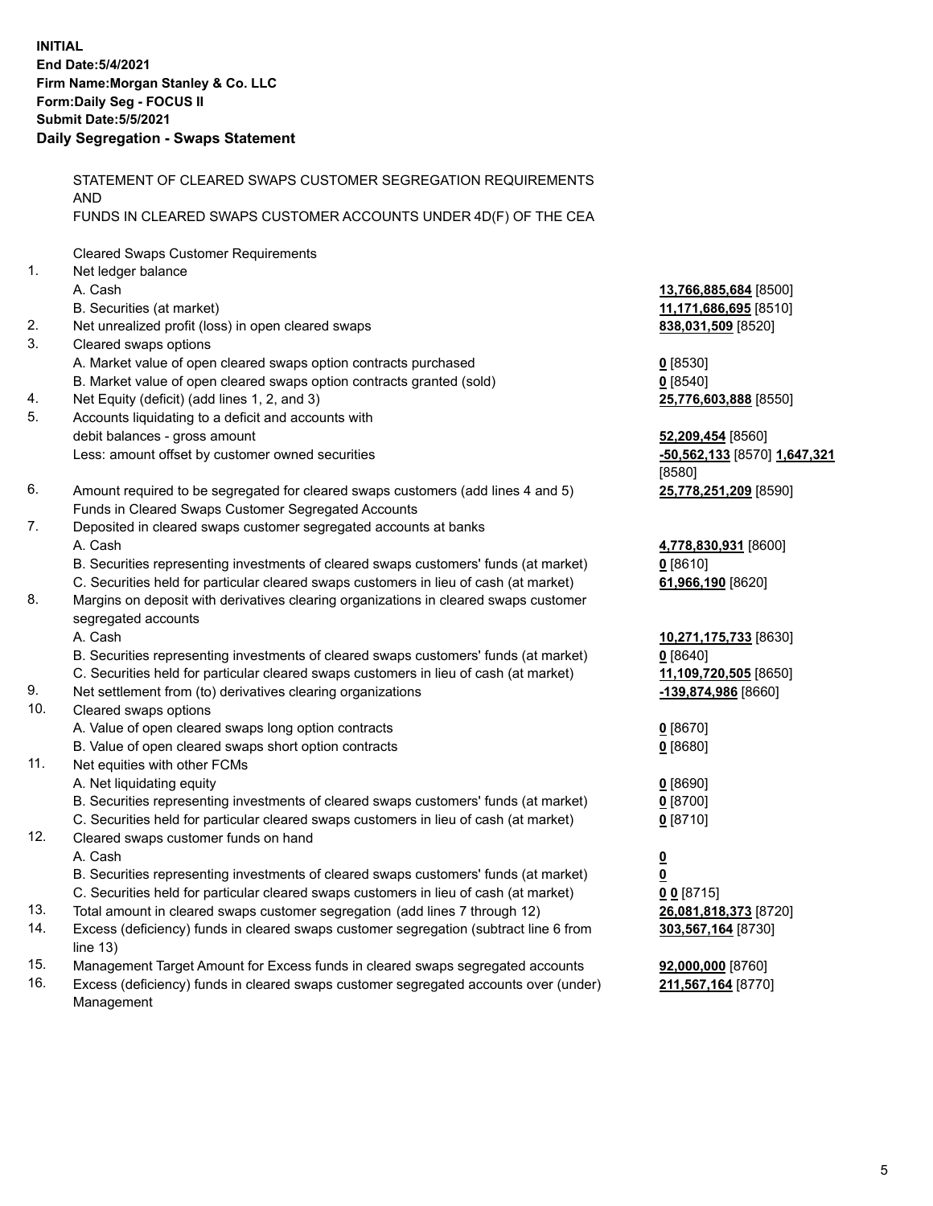**INITIAL**
**End Date:5/4/2021**
**Firm Name:Morgan Stanley & Co. LLC**
**Form:Daily Seg - FOCUS II**
**Submit Date:5/5/2021**
**Daily Segregation - Swaps Statement**

STATEMENT OF CLEARED SWAPS CUSTOMER SEGREGATION REQUIREMENTS AND FUNDS IN CLEARED SWAPS CUSTOMER ACCOUNTS UNDER 4D(F) OF THE CEA

| | | |
|---|---|---|
| | Cleared Swaps Customer Requirements | |
| 1. | Net ledger balance | |
| | A. Cash | **13,766,885,684** [8500] |
| | B. Securities (at market) | **11,171,686,695** [8510] |
| 2. | Net unrealized profit (loss) in open cleared swaps | **838,031,509** [8520] |
| 3. | Cleared swaps options | |
| | A. Market value of open cleared swaps option contracts purchased | **0** [8530] |
| | B. Market value of open cleared swaps option contracts granted (sold) | **0** [8540] |
| 4. | Net Equity (deficit) (add lines 1, 2, and 3) | **25,776,603,888** [8550] |
| 5. | Accounts liquidating to a deficit and accounts with debit balances - gross amount | **52,209,454** [8560] |
| | Less: amount offset by customer owned securities | **-50,562,133** [8570] **1,647,321** [8580] |
| 6. | Amount required to be segregated for cleared swaps customers (add lines 4 and 5) | **25,778,251,209** [8590] |
| | Funds in Cleared Swaps Customer Segregated Accounts | |
| 7. | Deposited in cleared swaps customer segregated accounts at banks | |
| | A. Cash | **4,778,830,931** [8600] |
| | B. Securities representing investments of cleared swaps customers' funds (at market) | **0** [8610] |
| | C. Securities held for particular cleared swaps customers in lieu of cash (at market) | **61,966,190** [8620] |
| 8. | Margins on deposit with derivatives clearing organizations in cleared swaps customer segregated accounts | |
| | A. Cash | **10,271,175,733** [8630] |
| | B. Securities representing investments of cleared swaps customers' funds (at market) | **0** [8640] |
| | C. Securities held for particular cleared swaps customers in lieu of cash (at market) | **11,109,720,505** [8650] |
| 9. | Net settlement from (to) derivatives clearing organizations | **-139,874,986** [8660] |
| 10. | Cleared swaps options | |
| | A. Value of open cleared swaps long option contracts | **0** [8670] |
| | B. Value of open cleared swaps short option contracts | **0** [8680] |
| 11. | Net equities with other FCMs | |
| | A. Net liquidating equity | **0** [8690] |
| | B. Securities representing investments of cleared swaps customers' funds (at market) | **0** [8700] |
| | C. Securities held for particular cleared swaps customers in lieu of cash (at market) | **0** [8710] |
| 12. | Cleared swaps customer funds on hand | |
| | A. Cash | **0** |
| | B. Securities representing investments of cleared swaps customers' funds (at market) | **0** |
| | C. Securities held for particular cleared swaps customers in lieu of cash (at market) | **0** **0** [8715] |
| 13. | Total amount in cleared swaps customer segregation (add lines 7 through 12) | **26,081,818,373** [8720] |
| 14. | Excess (deficiency) funds in cleared swaps customer segregation (subtract line 6 from line 13) | **303,567,164** [8730] |
| 15. | Management Target Amount for Excess funds in cleared swaps segregated accounts | **92,000,000** [8760] |
| 16. | Excess (deficiency) funds in cleared swaps customer segregated accounts over (under) Management | **211,567,164** [8770] |